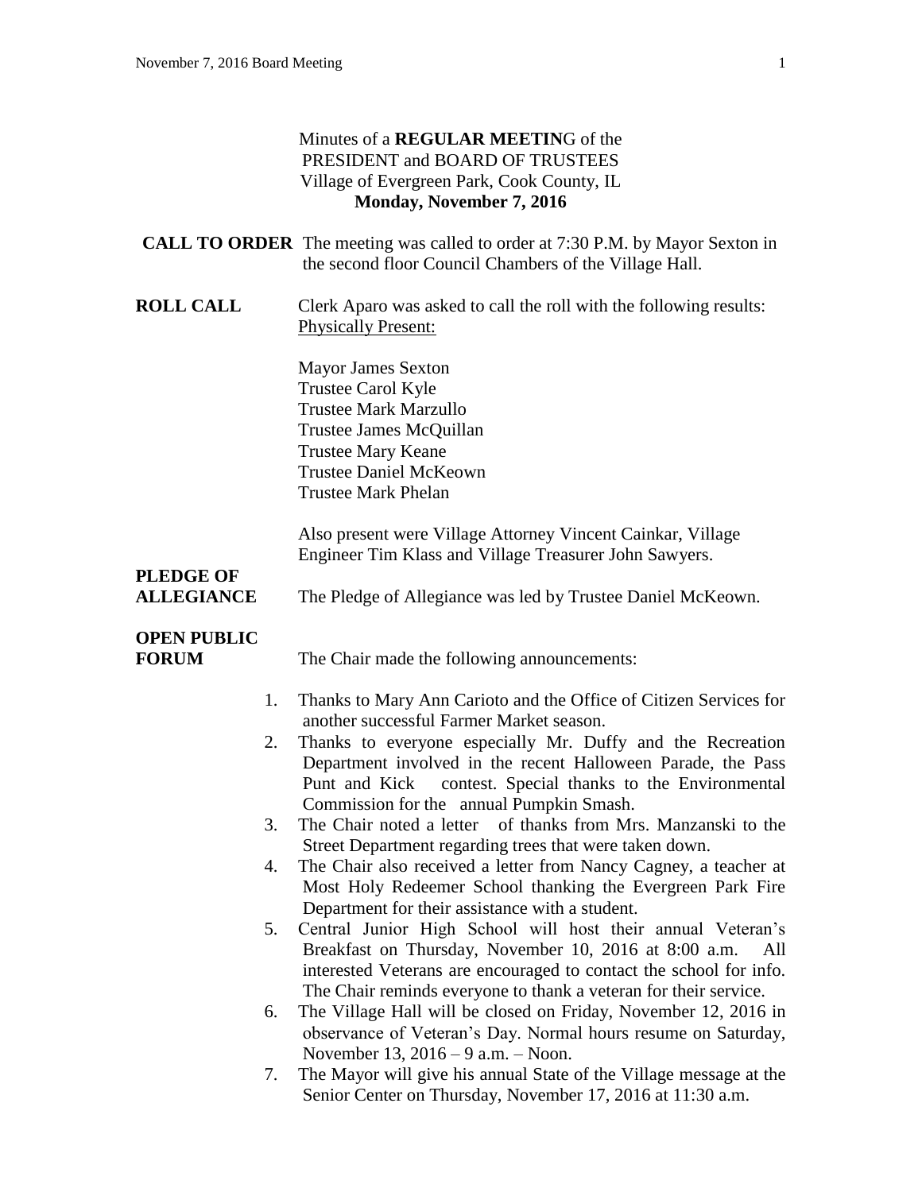Minutes of a **REGULAR MEETIN**G of the
PRESIDENT and BOARD OF TRUSTEES
Village of Evergreen Park, Cook County, IL
**Monday, November 7, 2016**

**CALL TO ORDER** The meeting was called to order at 7:30 P.M. by Mayor Sexton in the second floor Council Chambers of the Village Hall.

**ROLL CALL** Clerk Aparo was asked to call the roll with the following results:
Physically Present:

Mayor James Sexton
Trustee Carol Kyle
Trustee Mark Marzullo
Trustee James McQuillan
Trustee Mary Keane
Trustee Daniel McKeown
Trustee Mark Phelan

Also present were Village Attorney Vincent Cainkar, Village Engineer Tim Klass and Village Treasurer John Sawyers.

**PLEDGE OF ALLEGIANCE** The Pledge of Allegiance was led by Trustee Daniel McKeown.

**OPEN PUBLIC FORUM** The Chair made the following announcements:

1. Thanks to Mary Ann Carioto and the Office of Citizen Services for another successful Farmer Market season.
2. Thanks to everyone especially Mr. Duffy and the Recreation Department involved in the recent Halloween Parade, the Pass Punt and Kick contest. Special thanks to the Environmental Commission for the annual Pumpkin Smash.
3. The Chair noted a letter of thanks from Mrs. Manzanski to the Street Department regarding trees that were taken down.
4. The Chair also received a letter from Nancy Cagney, a teacher at Most Holy Redeemer School thanking the Evergreen Park Fire Department for their assistance with a student.
5. Central Junior High School will host their annual Veteran's Breakfast on Thursday, November 10, 2016 at 8:00 a.m. All interested Veterans are encouraged to contact the school for info. The Chair reminds everyone to thank a veteran for their service.
6. The Village Hall will be closed on Friday, November 12, 2016 in observance of Veteran's Day. Normal hours resume on Saturday, November 13, 2016 – 9 a.m. – Noon.
7. The Mayor will give his annual State of the Village message at the Senior Center on Thursday, November 17, 2016 at 11:30 a.m.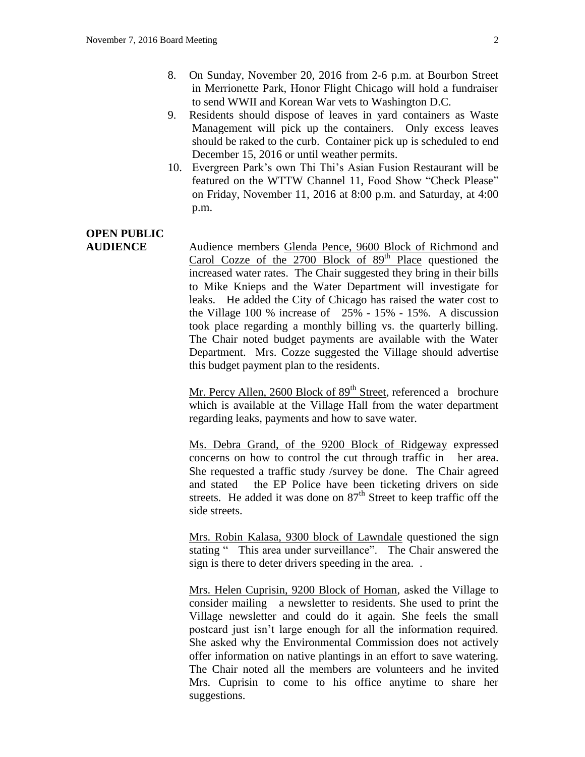8. On Sunday, November 20, 2016 from 2-6 p.m. at Bourbon Street in Merrionette Park, Honor Flight Chicago will hold a fundraiser to send WWII and Korean War vets to Washington D.C.
9. Residents should dispose of leaves in yard containers as Waste Management will pick up the containers. Only excess leaves should be raked to the curb. Container pick up is scheduled to end December 15, 2016 or until weather permits.
10. Evergreen Park's own Thi Thi's Asian Fusion Restaurant will be featured on the WTTW Channel 11, Food Show "Check Please" on Friday, November 11, 2016 at 8:00 p.m. and Saturday, at 4:00 p.m.

**OPEN PUBLIC AUDIENCE**

Audience members Glenda Pence, 9600 Block of Richmond and Carol Cozze of the 2700 Block of 89th Place questioned the increased water rates. The Chair suggested they bring in their bills to Mike Knieps and the Water Department will investigate for leaks. He added the City of Chicago has raised the water cost to the Village 100 % increase of 25% - 15% - 15%. A discussion took place regarding a monthly billing vs. the quarterly billing. The Chair noted budget payments are available with the Water Department. Mrs. Cozze suggested the Village should advertise this budget payment plan to the residents.

Mr. Percy Allen, 2600 Block of 89th Street, referenced a brochure which is available at the Village Hall from the water department regarding leaks, payments and how to save water.

Ms. Debra Grand, of the 9200 Block of Ridgeway expressed concerns on how to control the cut through traffic in her area. She requested a traffic study /survey be done. The Chair agreed and stated the EP Police have been ticketing drivers on side streets. He added it was done on 87th Street to keep traffic off the side streets.

Mrs. Robin Kalasa, 9300 block of Lawndale questioned the sign stating " This area under surveillance". The Chair answered the sign is there to deter drivers speeding in the area. .

Mrs. Helen Cuprisin, 9200 Block of Homan, asked the Village to consider mailing a newsletter to residents. She used to print the Village newsletter and could do it again. She feels the small postcard just isn't large enough for all the information required. She asked why the Environmental Commission does not actively offer information on native plantings in an effort to save watering. The Chair noted all the members are volunteers and he invited Mrs. Cuprisin to come to his office anytime to share her suggestions.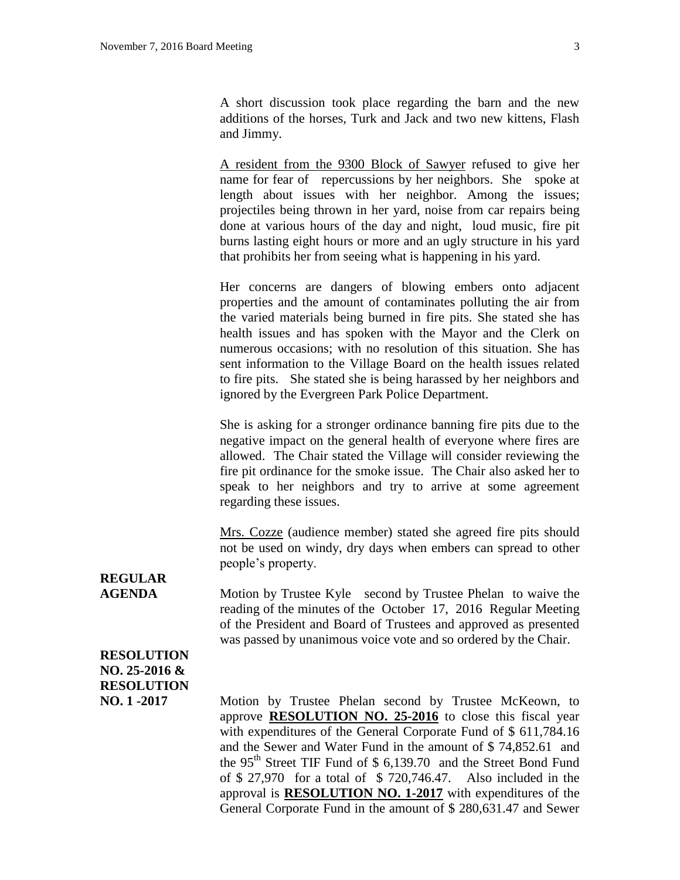A short discussion took place regarding the barn and the new additions of the horses, Turk and Jack and two new kittens, Flash and Jimmy.

A resident from the 9300 Block of Sawyer refused to give her name for fear of repercussions by her neighbors. She spoke at length about issues with her neighbor. Among the issues; projectiles being thrown in her yard, noise from car repairs being done at various hours of the day and night, loud music, fire pit burns lasting eight hours or more and an ugly structure in his yard that prohibits her from seeing what is happening in his yard.

Her concerns are dangers of blowing embers onto adjacent properties and the amount of contaminates polluting the air from the varied materials being burned in fire pits. She stated she has health issues and has spoken with the Mayor and the Clerk on numerous occasions; with no resolution of this situation. She has sent information to the Village Board on the health issues related to fire pits. She stated she is being harassed by her neighbors and ignored by the Evergreen Park Police Department.

She is asking for a stronger ordinance banning fire pits due to the negative impact on the general health of everyone where fires are allowed. The Chair stated the Village will consider reviewing the fire pit ordinance for the smoke issue. The Chair also asked her to speak to her neighbors and try to arrive at some agreement regarding these issues.

Mrs. Cozze (audience member) stated she agreed fire pits should not be used on windy, dry days when embers can spread to other people's property.

**REGULAR AGENDA**

Motion by Trustee Kyle second by Trustee Phelan to waive the reading of the minutes of the October 17, 2016 Regular Meeting of the President and Board of Trustees and approved as presented was passed by unanimous voice vote and so ordered by the Chair.

**RESOLUTION NO. 25-2016 & RESOLUTION NO. 1 -2017**

Motion by Trustee Phelan second by Trustee McKeown, to approve **RESOLUTION NO. 25-2016** to close this fiscal year with expenditures of the General Corporate Fund of $ 611,784.16 and the Sewer and Water Fund in the amount of $ 74,852.61 and the 95th Street TIF Fund of $ 6,139.70 and the Street Bond Fund of $ 27,970 for a total of $ 720,746.47. Also included in the approval is **RESOLUTION NO. 1-2017** with expenditures of the General Corporate Fund in the amount of $ 280,631.47 and Sewer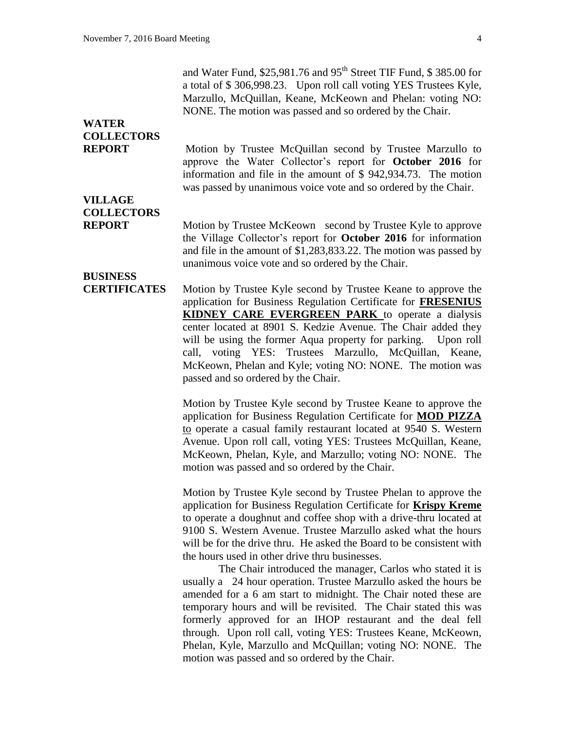and Water Fund, \$25,981.76 and 95th Street TIF Fund, \$ 385.00 for a total of \$ 306,998.23. Upon roll call voting YES Trustees Kyle, Marzullo, McQuillan, Keane, McKeown and Phelan: voting NO: NONE. The motion was passed and so ordered by the Chair.

**WATER COLLECTORS REPORT**

Motion by Trustee McQuillan second by Trustee Marzullo to approve the Water Collector's report for **October 2016** for information and file in the amount of \$ 942,934.73. The motion was passed by unanimous voice vote and so ordered by the Chair.

**VILLAGE COLLECTORS REPORT**

Motion by Trustee McKeown second by Trustee Kyle to approve the Village Collector's report for **October 2016** for information and file in the amount of \$1,283,833.22. The motion was passed by unanimous voice vote and so ordered by the Chair.

**BUSINESS CERTIFICATES**

Motion by Trustee Kyle second by Trustee Keane to approve the application for Business Regulation Certificate for **FRESENIUS KIDNEY CARE EVERGREEN PARK** to operate a dialysis center located at 8901 S. Kedzie Avenue. The Chair added they will be using the former Aqua property for parking. Upon roll call, voting YES: Trustees Marzullo, McQuillan, Keane, McKeown, Phelan and Kyle; voting NO: NONE. The motion was passed and so ordered by the Chair.

Motion by Trustee Kyle second by Trustee Keane to approve the application for Business Regulation Certificate for **MOD PIZZA** to operate a casual family restaurant located at 9540 S. Western Avenue. Upon roll call, voting YES: Trustees McQuillan, Keane, McKeown, Phelan, Kyle, and Marzullo; voting NO: NONE. The motion was passed and so ordered by the Chair.

Motion by Trustee Kyle second by Trustee Phelan to approve the application for Business Regulation Certificate for **Krispy Kreme** to operate a doughnut and coffee shop with a drive-thru located at 9100 S. Western Avenue. Trustee Marzullo asked what the hours will be for the drive thru. He asked the Board to be consistent with the hours used in other drive thru businesses.

The Chair introduced the manager, Carlos who stated it is usually a 24 hour operation. Trustee Marzullo asked the hours be amended for a 6 am start to midnight. The Chair noted these are temporary hours and will be revisited. The Chair stated this was formerly approved for an IHOP restaurant and the deal fell through. Upon roll call, voting YES: Trustees Keane, McKeown, Phelan, Kyle, Marzullo and McQuillan; voting NO: NONE. The motion was passed and so ordered by the Chair.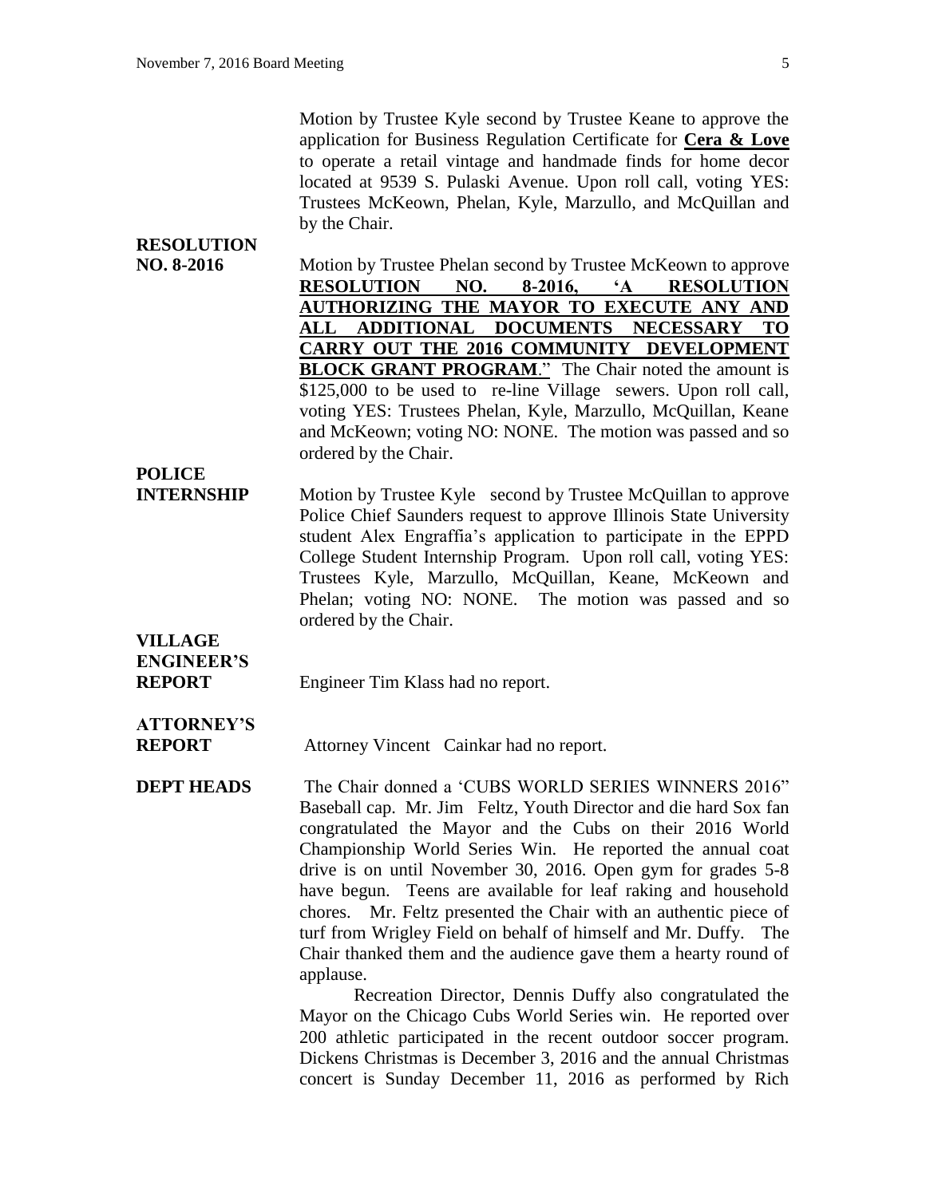Motion by Trustee Kyle second by Trustee Keane to approve the application for Business Regulation Certificate for **Cera & Love** to operate a retail vintage and handmade finds for home decor located at 9539 S. Pulaski Avenue. Upon roll call, voting YES: Trustees McKeown, Phelan, Kyle, Marzullo, and McQuillan and by the Chair.

**RESOLUTION NO. 8-2016**

Motion by Trustee Phelan second by Trustee McKeown to approve **RESOLUTION NO. 8-2016, 'A RESOLUTION AUTHORIZING THE MAYOR TO EXECUTE ANY AND ALL ADDITIONAL DOCUMENTS NECESSARY TO CARRY OUT THE 2016 COMMUNITY DEVELOPMENT BLOCK GRANT PROGRAM**." The Chair noted the amount is $125,000 to be used to re-line Village sewers. Upon roll call, voting YES: Trustees Phelan, Kyle, Marzullo, McQuillan, Keane and McKeown; voting NO: NONE. The motion was passed and so ordered by the Chair.

**POLICE INTERNSHIP**

Motion by Trustee Kyle second by Trustee McQuillan to approve Police Chief Saunders request to approve Illinois State University student Alex Engraffia's application to participate in the EPPD College Student Internship Program. Upon roll call, voting YES: Trustees Kyle, Marzullo, McQuillan, Keane, McKeown and Phelan; voting NO: NONE. The motion was passed and so ordered by the Chair.

**VILLAGE ENGINEER'S REPORT**

Engineer Tim Klass had no report.

**ATTORNEY'S REPORT**

Attorney Vincent Cainkar had no report.

**DEPT HEADS**

The Chair donned a 'CUBS WORLD SERIES WINNERS 2016" Baseball cap. Mr. Jim Feltz, Youth Director and die hard Sox fan congratulated the Mayor and the Cubs on their 2016 World Championship World Series Win. He reported the annual coat drive is on until November 30, 2016. Open gym for grades 5-8 have begun. Teens are available for leaf raking and household chores. Mr. Feltz presented the Chair with an authentic piece of turf from Wrigley Field on behalf of himself and Mr. Duffy. The Chair thanked them and the audience gave them a hearty round of applause.

Recreation Director, Dennis Duffy also congratulated the Mayor on the Chicago Cubs World Series win. He reported over 200 athletic participated in the recent outdoor soccer program. Dickens Christmas is December 3, 2016 and the annual Christmas concert is Sunday December 11, 2016 as performed by Rich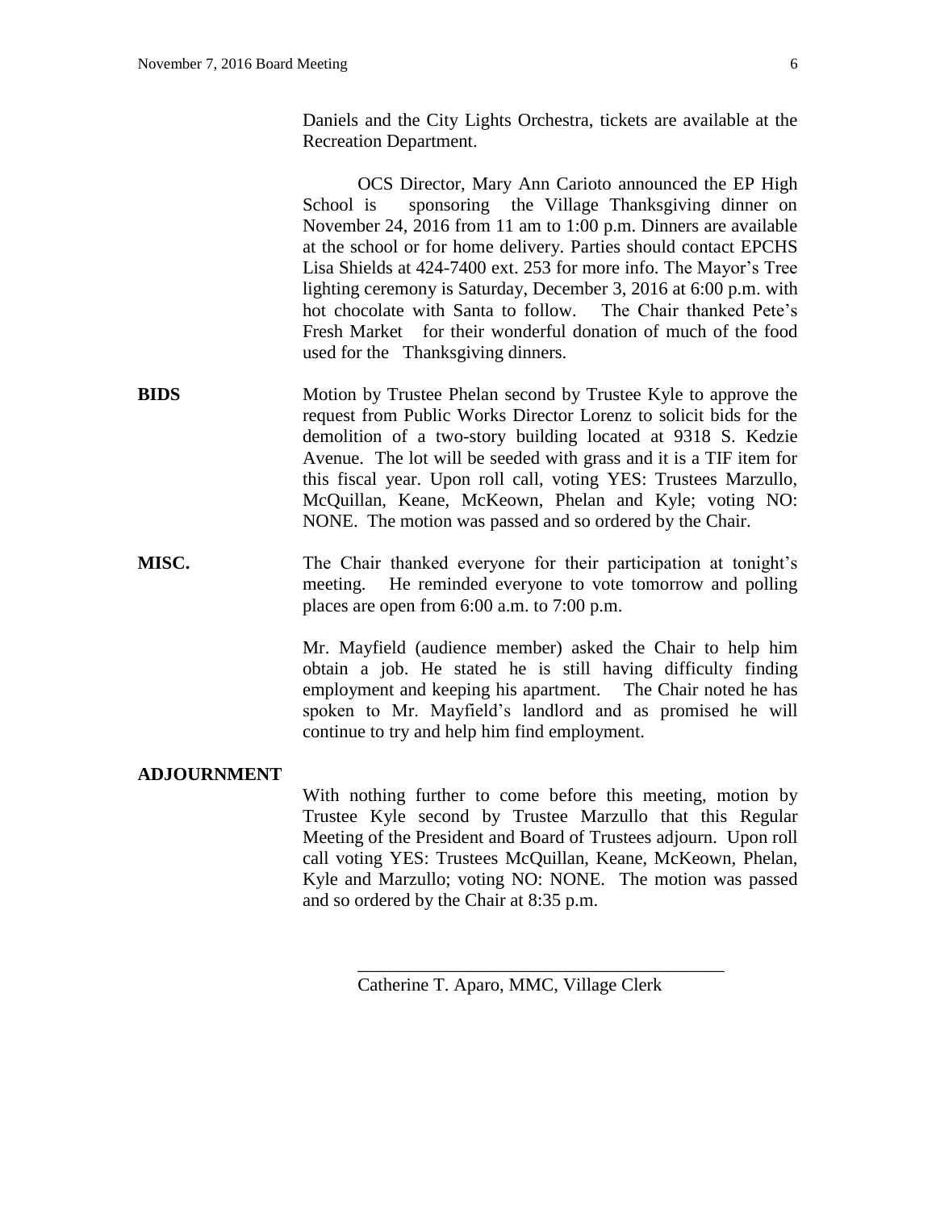Daniels and the City Lights Orchestra, tickets are available at the Recreation Department.

OCS Director, Mary Ann Carioto announced the EP High School is sponsoring the Village Thanksgiving dinner on November 24, 2016 from 11 am to 1:00 p.m. Dinners are available at the school or for home delivery. Parties should contact EPCHS Lisa Shields at 424-7400 ext. 253 for more info. The Mayor's Tree lighting ceremony is Saturday, December 3, 2016 at 6:00 p.m. with hot chocolate with Santa to follow. The Chair thanked Pete's Fresh Market for their wonderful donation of much of the food used for the Thanksgiving dinners.

**BIDS**

Motion by Trustee Phelan second by Trustee Kyle to approve the request from Public Works Director Lorenz to solicit bids for the demolition of a two-story building located at 9318 S. Kedzie Avenue. The lot will be seeded with grass and it is a TIF item for this fiscal year. Upon roll call, voting YES: Trustees Marzullo, McQuillan, Keane, McKeown, Phelan and Kyle; voting NO: NONE. The motion was passed and so ordered by the Chair.

**MISC.**

The Chair thanked everyone for their participation at tonight's meeting. He reminded everyone to vote tomorrow and polling places are open from 6:00 a.m. to 7:00 p.m.

Mr. Mayfield (audience member) asked the Chair to help him obtain a job. He stated he is still having difficulty finding employment and keeping his apartment. The Chair noted he has spoken to Mr. Mayfield's landlord and as promised he will continue to try and help him find employment.

**ADJOURNMENT**

With nothing further to come before this meeting, motion by Trustee Kyle second by Trustee Marzullo that this Regular Meeting of the President and Board of Trustees adjourn. Upon roll call voting YES: Trustees McQuillan, Keane, McKeown, Phelan, Kyle and Marzullo; voting NO: NONE. The motion was passed and so ordered by the Chair at 8:35 p.m.

\_\_\_\_\_\_\_\_\_\_\_\_\_\_\_\_\_\_\_\_\_\_\_\_\_\_\_\_\_\_\_\_\_\_\_\_\_\_\_\_

Catherine T. Aparo, MMC, Village Clerk